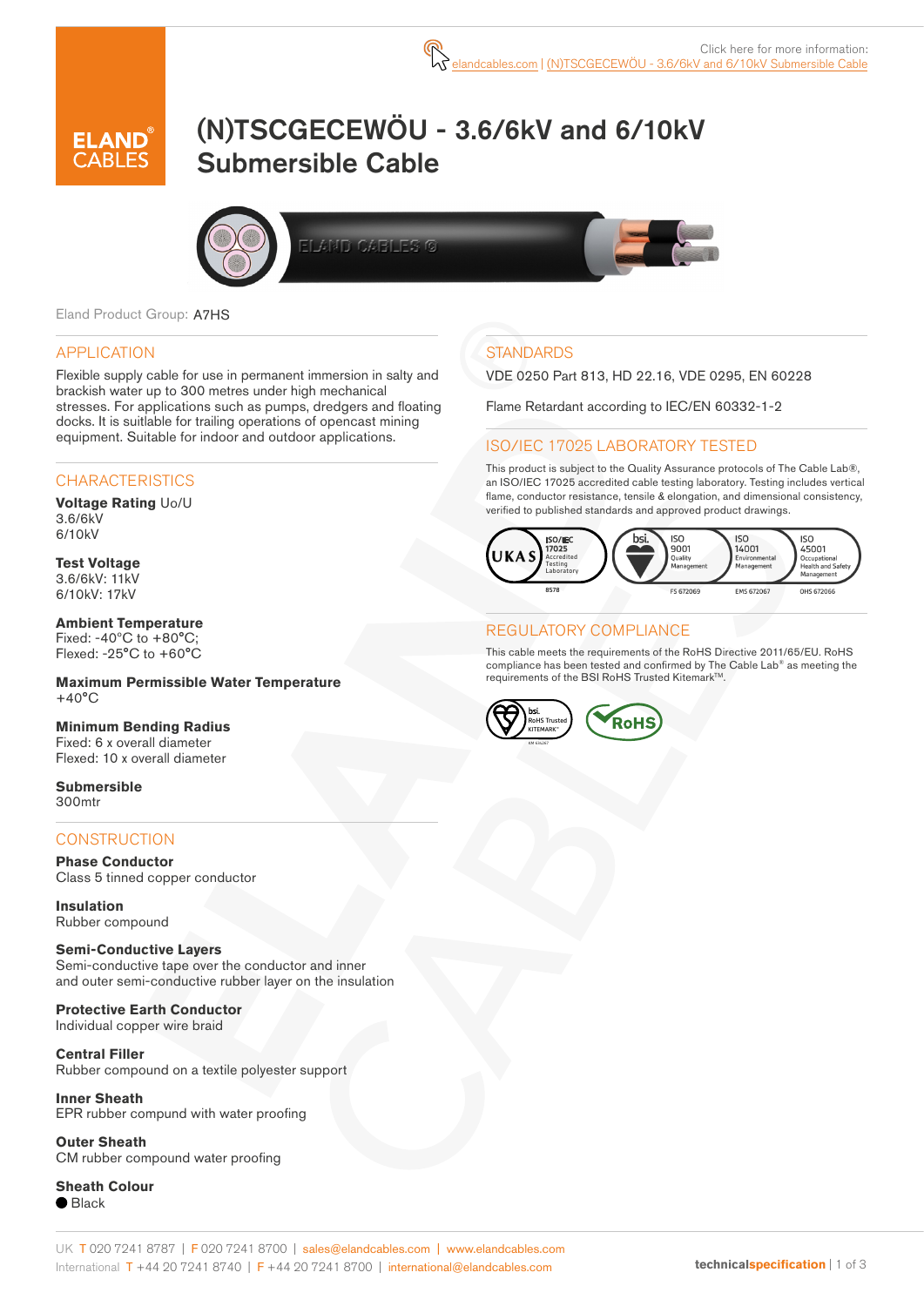Click here for more information: elandcables.com | (N)TSCGECEWÖU - 3.6/6kV and 6/10kV Submersible Cable

# (N)TSCGECEWÖU - 3.6/6kV and 6/10kV Submersible Cable

Eland Product Group: A7HS

## APPLICATION

Flexible supply cable for use in permanent immersion in salty and brackish water up to 300 metres under high mechanical stresses. For applications such as pumps, dredgers and floating docks. It is suitable for trailing operations of opencast mining equipment. Suitable for indoor and outdoor applications.

## CHARACTERISTICS

**Voltage Rating** Uo/U
3.6/6kV
6/10kV

**Test Voltage**
3.6/6kV: 11kV
6/10kV: 17kV

**Ambient Temperature**
Fixed: -40°C to +80°C;
Flexed: -25°C to +60°C

**Maximum Permissible Water Temperature**
+40°C

**Minimum Bending Radius**
Fixed: 6 x overall diameter
Flexed: 10 x overall diameter

**Submersible**
300mtr

## CONSTRUCTION

**Phase Conductor**
Class 5 tinned copper conductor

**Insulation**
Rubber compound

**Semi-Conductive Layers**
Semi-conductive tape over the conductor and inner and outer semi-conductive rubber layer on the insulation

**Protective Earth Conductor**
Individual copper wire braid

**Central Filler**
Rubber compound on a textile polyester support

**Inner Sheath**
EPR rubber compund with water proofing

**Outer Sheath**
CM rubber compound water proofing

**Sheath Colour**
● Black

## STANDARDS

VDE 0250 Part 813, HD 22.16, VDE 0295, EN 60228

Flame Retardant according to IEC/EN 60332-1-2

## ISO/IEC 17025 LABORATORY TESTED

This product is subject to the Quality Assurance protocols of The Cable Lab®, an ISO/IEC 17025 accredited cable testing laboratory. Testing includes vertical flame, conductor resistance, tensile & elongation, and dimensional consistency, verified to published standards and approved product drawings.

UKAS ISO/IEC 17025 Accredited Testing Laboratory 8578 | bsi. ISO 9001 Quality Management FS 672069 | ISO 14001 Environmental Management EMS 672067 | ISO 45001 Occupational Health and Safety Management OHS 672066

## REGULATORY COMPLIANCE

This cable meets the requirements of the RoHS Directive 2011/65/EU. RoHS compliance has been tested and confirmed by The Cable Lab® as meeting the requirements of the BSI RoHS Trusted Kitemark™.

bsi. RoHS Trusted KITEMARK™ | RoHS

UK T 020 7241 8787 | F 020 7241 8700 | sales@elandcables.com | www.elandcables.com
International T +44 20 7241 8740 | F +44 20 7241 8700 | international@elandcables.com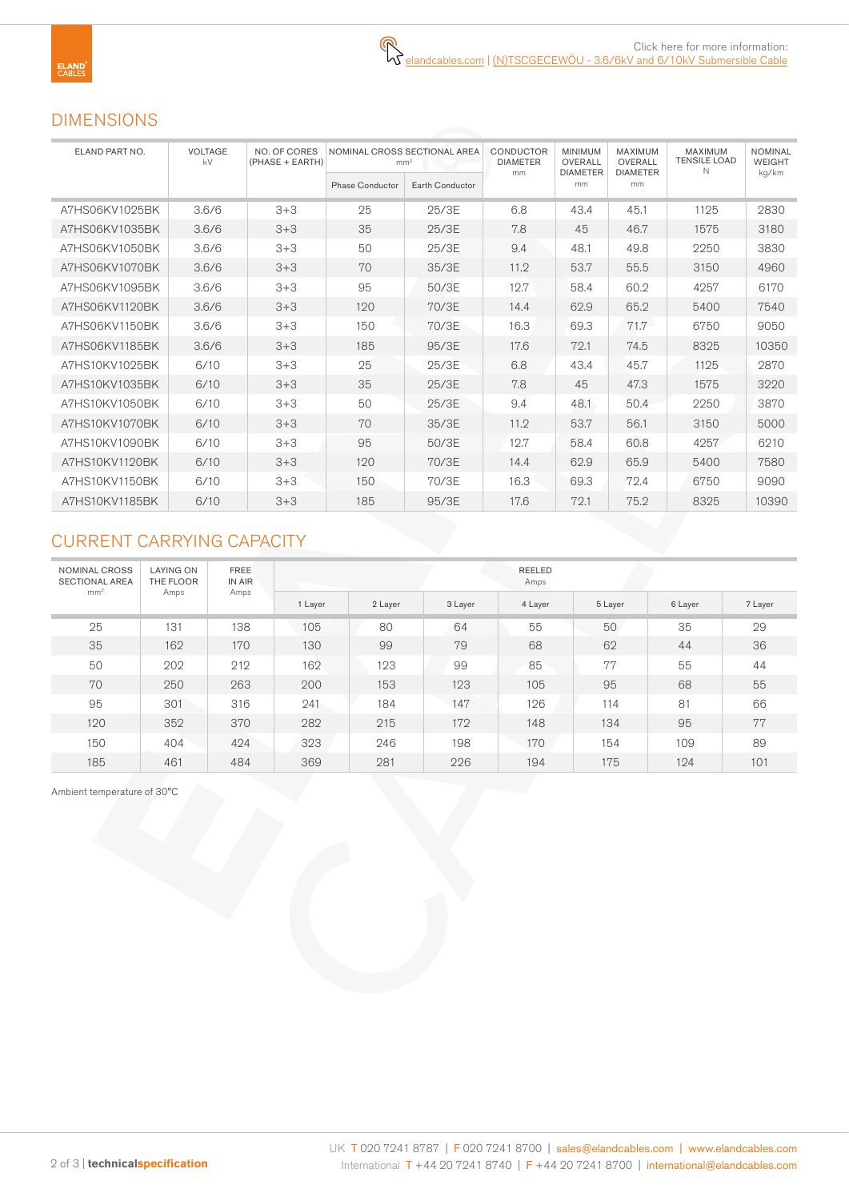Click here for more information:
elandcables.com | (N)TSCGECEWÖU - 3.6/6kV and 6/10kV Submersible Cable

## DIMENSIONS

| ELAND PART NO. | VOLTAGE kV | NO. OF CORES (PHASE + EARTH) | NOMINAL CROSS SECTIONAL AREA mm² | | CONDUCTOR DIAMETER mm | MINIMUM OVERALL DIAMETER mm | MAXIMUM OVERALL DIAMETER mm | MAXIMUM TENSILE LOAD N | NOMINAL WEIGHT kg/km |
|---|---|---|---|---|---|---|---|---|---|
| | | | Phase Conductor | Earth Conductor | | | | | |
| A7HS06KV1025BK | 3.6/6 | 3+3 | 25 | 25/3E | 6.8 | 43.4 | 45.1 | 1125 | 2830 |
| A7HS06KV1035BK | 3.6/6 | 3+3 | 35 | 25/3E | 7.8 | 45 | 46.7 | 1575 | 3180 |
| A7HS06KV1050BK | 3.6/6 | 3+3 | 50 | 25/3E | 9.4 | 48.1 | 49.8 | 2250 | 3830 |
| A7HS06KV1070BK | 3.6/6 | 3+3 | 70 | 35/3E | 11.2 | 53.7 | 55.5 | 3150 | 4960 |
| A7HS06KV1095BK | 3.6/6 | 3+3 | 95 | 50/3E | 12.7 | 58.4 | 60.2 | 4257 | 6170 |
| A7HS06KV1120BK | 3.6/6 | 3+3 | 120 | 70/3E | 14.4 | 62.9 | 65.2 | 5400 | 7540 |
| A7HS06KV1150BK | 3.6/6 | 3+3 | 150 | 70/3E | 16.3 | 69.3 | 71.7 | 6750 | 9050 |
| A7HS06KV1185BK | 3.6/6 | 3+3 | 185 | 95/3E | 17.6 | 72.1 | 74.5 | 8325 | 10350 |
| A7HS10KV1025BK | 6/10 | 3+3 | 25 | 25/3E | 6.8 | 43.4 | 45.7 | 1125 | 2870 |
| A7HS10KV1035BK | 6/10 | 3+3 | 35 | 25/3E | 7.8 | 45 | 47.3 | 1575 | 3220 |
| A7HS10KV1050BK | 6/10 | 3+3 | 50 | 25/3E | 9.4 | 48.1 | 50.4 | 2250 | 3870 |
| A7HS10KV1070BK | 6/10 | 3+3 | 70 | 35/3E | 11.2 | 53.7 | 56.1 | 3150 | 5000 |
| A7HS10KV1090BK | 6/10 | 3+3 | 95 | 50/3E | 12.7 | 58.4 | 60.8 | 4257 | 6210 |
| A7HS10KV1120BK | 6/10 | 3+3 | 120 | 70/3E | 14.4 | 62.9 | 65.9 | 5400 | 7580 |
| A7HS10KV1150BK | 6/10 | 3+3 | 150 | 70/3E | 16.3 | 69.3 | 72.4 | 6750 | 9090 |
| A7HS10KV1185BK | 6/10 | 3+3 | 185 | 95/3E | 17.6 | 72.1 | 75.2 | 8325 | 10390 |

## CURRENT CARRYING CAPACITY

| NOMINAL CROSS SECTIONAL AREA mm² | LAYING ON THE FLOOR Amps | FREE IN AIR Amps | REELED Amps | | | | | | |
|---|---|---|---|---|---|---|---|---|---|
| | | | 1 Layer | 2 Layer | 3 Layer | 4 Layer | 5 Layer | 6 Layer | 7 Layer |
| 25 | 131 | 138 | 105 | 80 | 64 | 55 | 50 | 35 | 29 |
| 35 | 162 | 170 | 130 | 99 | 79 | 68 | 62 | 44 | 36 |
| 50 | 202 | 212 | 162 | 123 | 99 | 85 | 77 | 55 | 44 |
| 70 | 250 | 263 | 200 | 153 | 123 | 105 | 95 | 68 | 55 |
| 95 | 301 | 316 | 241 | 184 | 147 | 126 | 114 | 81 | 66 |
| 120 | 352 | 370 | 282 | 215 | 172 | 148 | 134 | 95 | 77 |
| 150 | 404 | 424 | 323 | 246 | 198 | 170 | 154 | 109 | 89 |
| 185 | 461 | 484 | 369 | 281 | 226 | 194 | 175 | 124 | 101 |

Ambient temperature of 30°C

UK T 020 7241 8787 | F 020 7241 8700 | sales@elandcables.com | www.elandcables.com
International T +44 20 7241 8740 | F +44 20 7241 8700 | international@elandcables.com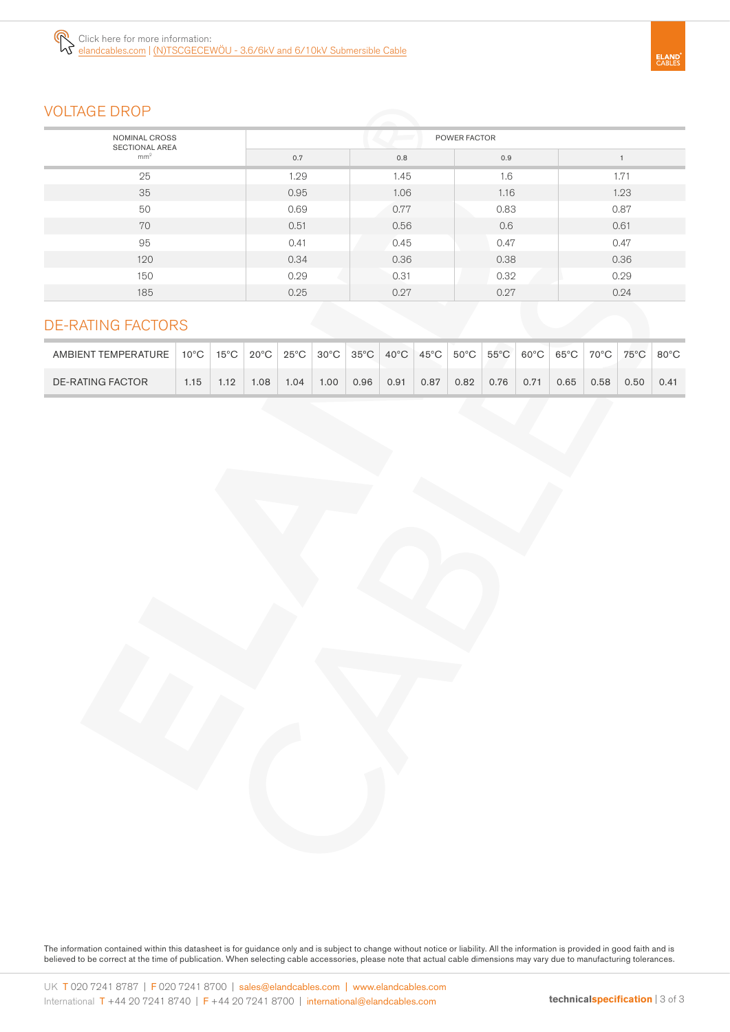Click here for more information:
elandcables.com | (N)TSCGECEWÖU - 3.6/6kV and 6/10kV Submersible Cable

## VOLTAGE DROP

| NOMINAL CROSS SECTIONAL AREA mm² | POWER FACTOR | | | |
|---|---|---|---|---|
| | 0.7 | 0.8 | 0.9 | 1 |
| 25 | 1.29 | 1.45 | 1.6 | 1.71 |
| 35 | 0.95 | 1.06 | 1.16 | 1.23 |
| 50 | 0.69 | 0.77 | 0.83 | 0.87 |
| 70 | 0.51 | 0.56 | 0.6 | 0.61 |
| 95 | 0.41 | 0.45 | 0.47 | 0.47 |
| 120 | 0.34 | 0.36 | 0.38 | 0.36 |
| 150 | 0.29 | 0.31 | 0.32 | 0.29 |
| 185 | 0.25 | 0.27 | 0.27 | 0.24 |

## DE-RATING FACTORS

| AMBIENT TEMPERATURE | 10°C | 15°C | 20°C | 25°C | 30°C | 35°C | 40°C | 45°C | 50°C | 55°C | 60°C | 65°C | 70°C | 75°C | 80°C |
|---|---|---|---|---|---|---|---|---|---|---|---|---|---|---|---|
| DE-RATING FACTOR | 1.15 | 1.12 | 1.08 | 1.04 | 1.00 | 0.96 | 0.91 | 0.87 | 0.82 | 0.76 | 0.71 | 0.65 | 0.58 | 0.50 | 0.41 |

The information contained within this datasheet is for guidance only and is subject to change without notice or liability. All the information is provided in good faith and is believed to be correct at the time of publication. When selecting cable accessories, please note that actual cable dimensions may vary due to manufacturing tolerances.

UK T 020 7241 8787 | F 020 7241 8700 | sales@elandcables.com | www.elandcables.com
International T +44 20 7241 8740 | F +44 20 7241 8700 | international@elandcables.com